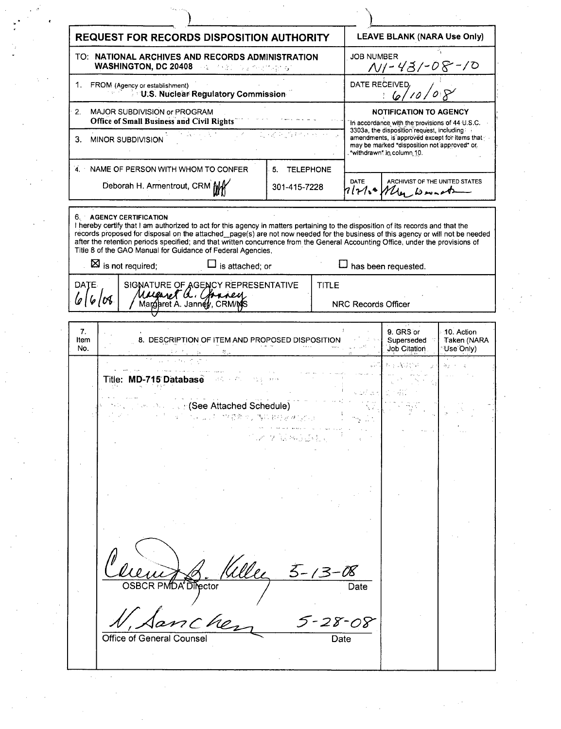| REQUEST FOR RECORDS DISPOSITION AUTHORITY | | LEAVE BLANK (NARA Use Only) | |
|---|---|---|---|
| TO: **NATIONAL ARCHIVES AND RECORDS ADMINISTRATION WASHINGTON, DC 20408** | | JOB NUMBER N1-431-08-10 | |
| 1. FROM (Agency or establishment) **U.S. Nuclear Regulatory Commission** | | DATE RECEIVED 6/10/08 | |
| 2. MAJOR SUBDIVISION or PROGRAM **Office of Small Business and Civil Rights** | | **NOTIFICATION TO AGENCY** In accordance with the provisions of 44 U.S.C. 3303a, the disposition request, including amendments, is approved except for items that may be marked "disposition not approved" or "withdrawn" in column 10. | |
| 3. MINOR SUBDIVISION | | | |
| 4. NAME OF PERSON WITH WHOM TO CONFER | 5. TELEPHONE | DATE | ARCHIVIST OF THE UNITED STATES |
| Deborah H. Armentrout, CRM | 301-415-7228 | 7/21/08 | (signature) |

**6. AGENCY CERTIFICATION**

I hereby certify that I am authorized to act for this agency in matters pertaining to the disposition of its records and that the records proposed for disposal on the attached__page(s) are not now needed for the business of this agency or will not be needed after the retention periods specified; and that written concurrence from the General Accounting Office, under the provisions of Title 8 of the GAO Manual for Guidance of Federal Agencies,

☒ is not required; ☐ is attached; or ☐ has been requested.

| DATE | SIGNATURE OF AGENCY REPRESENTATIVE | TITLE |
|---|---|---|
| 6/6/08 | Margaret A. Janney, CRM/NS | NRC Records Officer |

| 7. Item No. | 8. DESCRIPTION OF ITEM AND PROPOSED DISPOSITION | 9. GRS or Superseded Job Citation | 10. Action Taken (NARA Use Only) |
|---|---|---|---|
| | Title: **MD-715 Database** | | |
| | (See Attached Schedule) | | |

(signature) 5-13-08
OSBCR PMDA Director Date

N. Sanchez 5-28-08
Office of General Counsel Date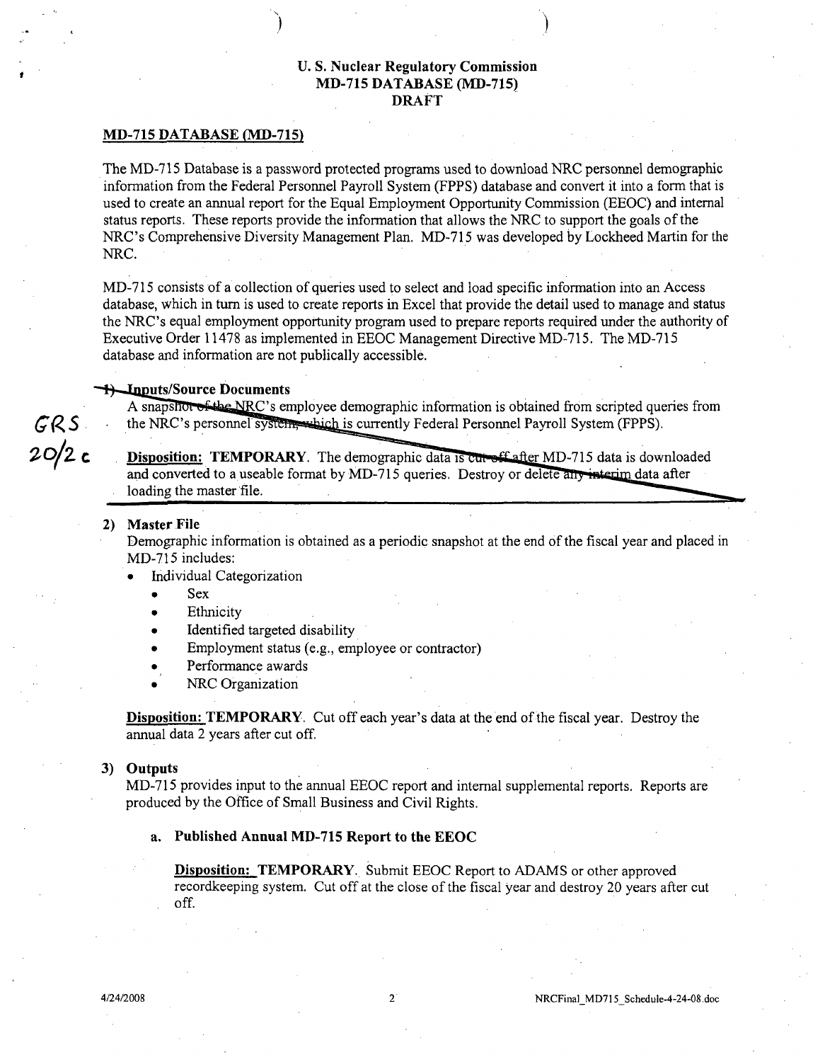**U. S. Nuclear Regulatory Commission**
**MD-715 DATABASE (MD-715)**
**DRAFT**

## MD-715 DATABASE (MD-715)

The MD-715 Database is a password protected programs used to download NRC personnel demographic information from the Federal Personnel Payroll System (FPPS) database and convert it into a form that is used to create an annual report for the Equal Employment Opportunity Commission (EEOC) and internal status reports. These reports provide the information that allows the NRC to support the goals of the NRC's Comprehensive Diversity Management Plan. MD-715 was developed by Lockheed Martin for the NRC.

MD-715 consists of a collection of queries used to select and load specific information into an Access database, which in turn is used to create reports in Excel that provide the detail used to manage and status the NRC's equal employment opportunity program used to prepare reports required under the authority of Executive Order 11478 as implemented in EEOC Management Directive MD-715. The MD-715 database and information are not publically accessible.

GRS 20/2 c

**1) Inputs/Source Documents**

A snapshot of the NRC's employee demographic information is obtained from scripted queries from the NRC's personnel system, which is currently Federal Personnel Payroll System (FPPS).

**Disposition: TEMPORARY**. The demographic data is cut off after MD-715 data is downloaded and converted to a useable format by MD-715 queries. Destroy or delete any interim data after loading the master file.

**2) Master File**

Demographic information is obtained as a periodic snapshot at the end of the fiscal year and placed in MD-715 includes:

- Individual Categorization
  - Sex
  - Ethnicity
  - Identified targeted disability
  - Employment status (e.g., employee or contractor)
  - Performance awards
  - NRC Organization

**Disposition: TEMPORARY**. Cut off each year's data at the end of the fiscal year. Destroy the annual data 2 years after cut off.

**3) Outputs**

MD-715 provides input to the annual EEOC report and internal supplemental reports. Reports are produced by the Office of Small Business and Civil Rights.

**a. Published Annual MD-715 Report to the EEOC**

**Disposition: TEMPORARY**. Submit EEOC Report to ADAMS or other approved recordkeeping system. Cut off at the close of the fiscal year and destroy 20 years after cut off.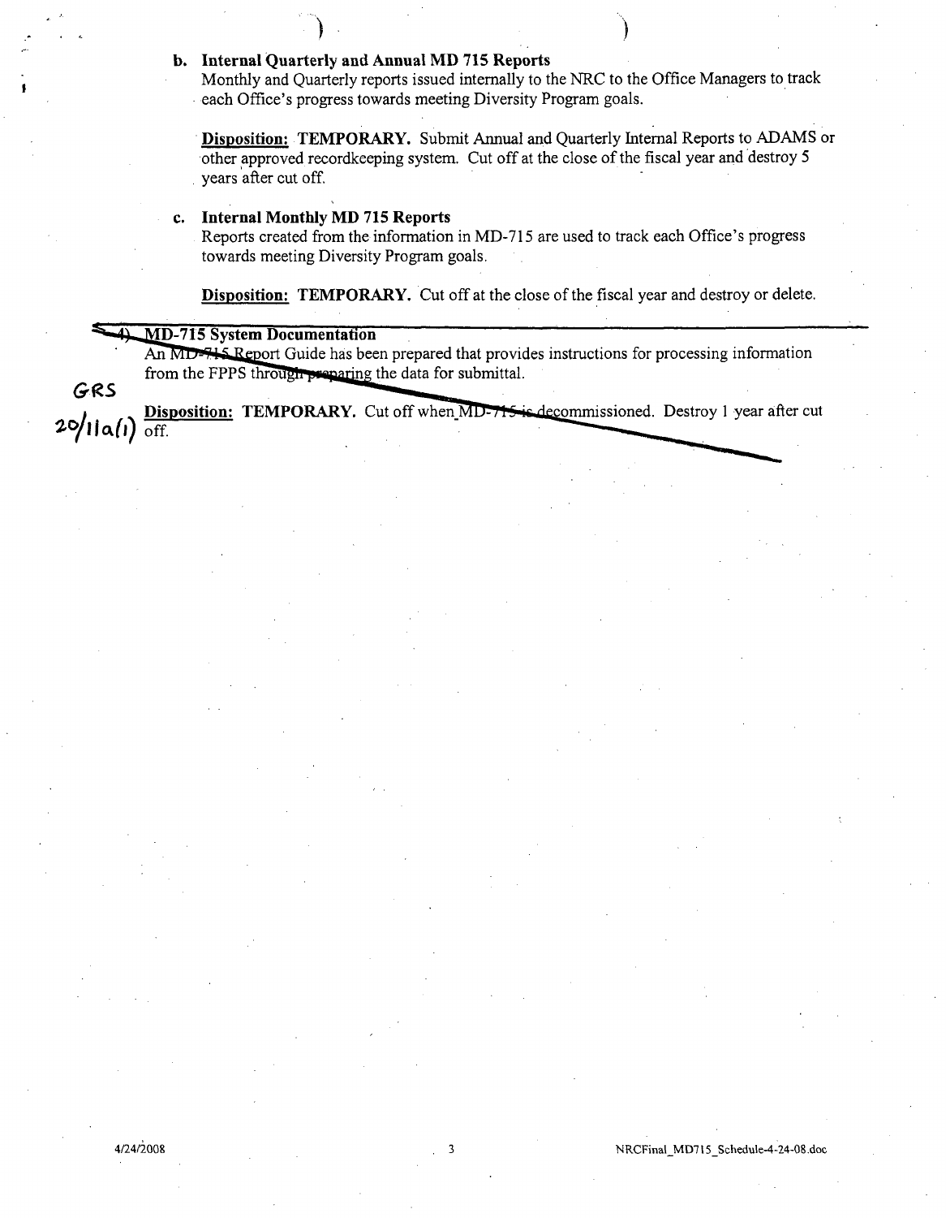**b. Internal Quarterly and Annual MD 715 Reports**

Monthly and Quarterly reports issued internally to the NRC to the Office Managers to track each Office's progress towards meeting Diversity Program goals.

**Disposition: TEMPORARY.** Submit Annual and Quarterly Internal Reports to ADAMS or other approved recordkeeping system. Cut off at the close of the fiscal year and destroy 5 years after cut off.

**c. Internal Monthly MD 715 Reports**

Reports created from the information in MD-715 are used to track each Office's progress towards meeting Diversity Program goals.

**Disposition: TEMPORARY.** Cut off at the close of the fiscal year and destroy or delete.

4) **MD-715 System Documentation**

An MD-715 Report Guide has been prepared that provides instructions for processing information from the FPPS through preparing the data for submittal.

GRS 20/11a(1)

**Disposition: TEMPORARY.** Cut off when MD-715 is decommissioned. Destroy 1 year after cut off.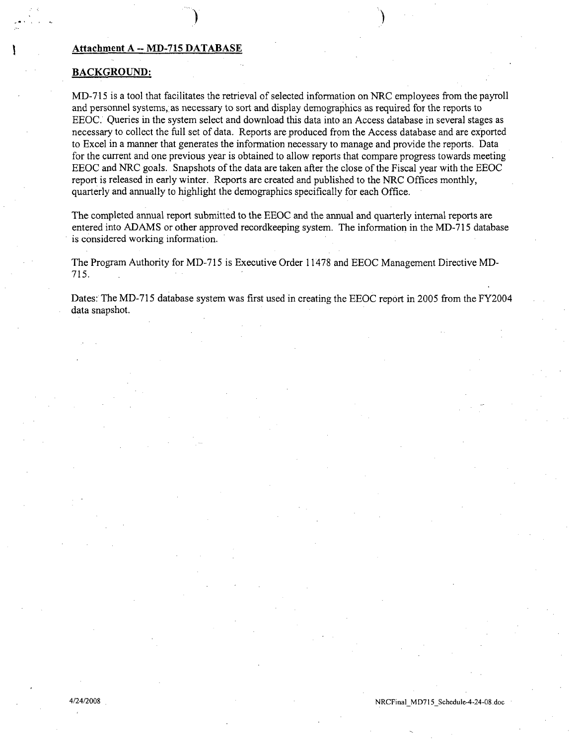## Attachment A -- MD-715 DATABASE

## BACKGROUND:

MD-715 is a tool that facilitates the retrieval of selected information on NRC employees from the payroll and personnel systems, as necessary to sort and display demographics as required for the reports to EEOC. Queries in the system select and download this data into an Access database in several stages as necessary to collect the full set of data. Reports are produced from the Access database and are exported to Excel in a manner that generates the information necessary to manage and provide the reports. Data for the current and one previous year is obtained to allow reports that compare progress towards meeting EEOC and NRC goals. Snapshots of the data are taken after the close of the Fiscal year with the EEOC report is released in early winter. Reports are created and published to the NRC Offices monthly, quarterly and annually to highlight the demographics specifically for each Office.

The completed annual report submitted to the EEOC and the annual and quarterly internal reports are entered into ADAMS or other approved recordkeeping system. The information in the MD-715 database is considered working information.

The Program Authority for MD-715 is Executive Order 11478 and EEOC Management Directive MD-715.

Dates: The MD-715 database system was first used in creating the EEOC report in 2005 from the FY2004 data snapshot.

4/24/2008 NRCFinal_MD715_Schedule-4-24-08.doc